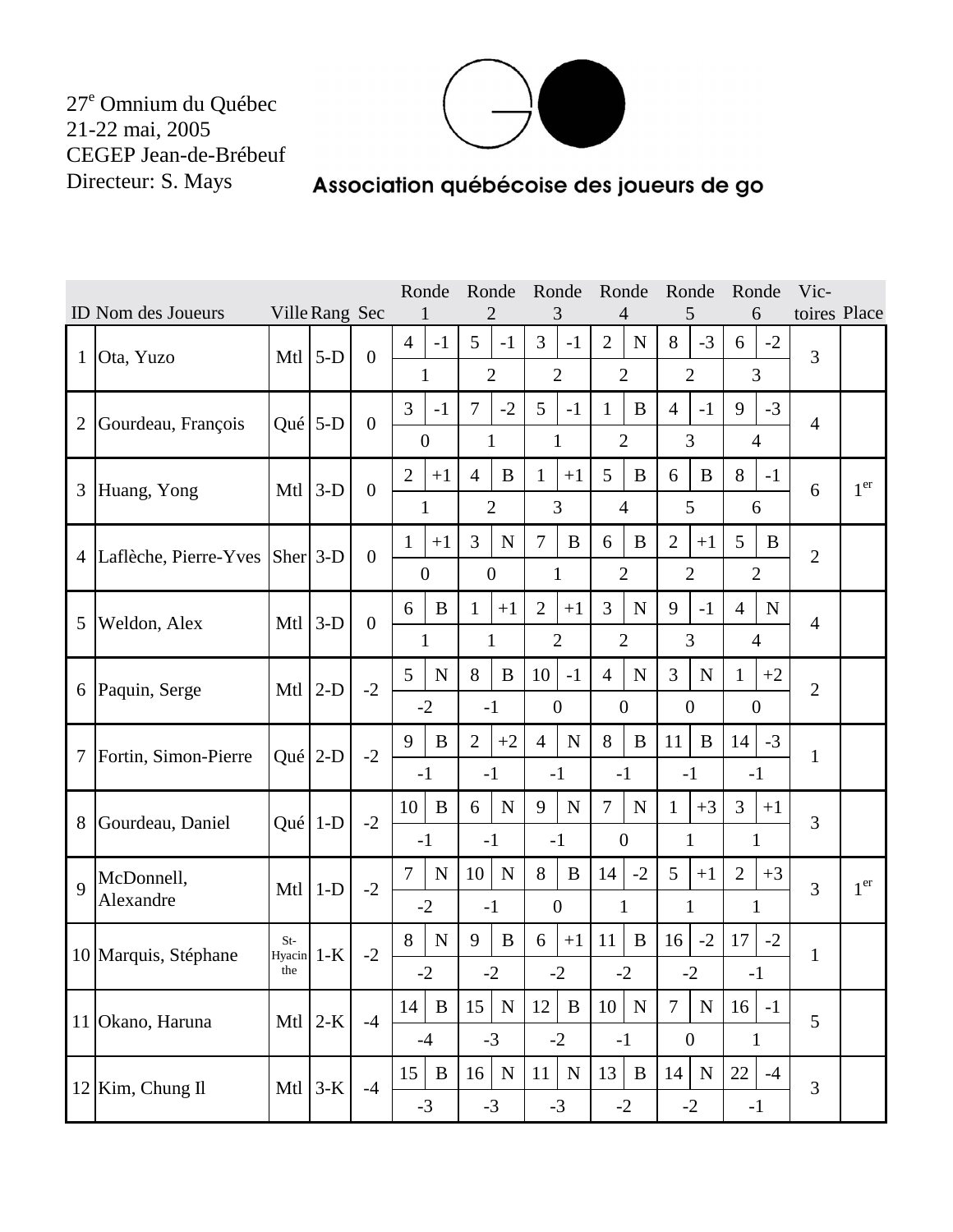27[e] Omnium du Québec
21-22 mai, 2005
CEGEP Jean-de-Brébeuf
Directeur: S. Mays

Association québécoise des joueurs de go

| ID | Nom des Joueurs | Ville | Rang | Sec | Ronde 1 | | Ronde 2 | | Ronde 3 | | Ronde 4 | | Ronde 5 | | Ronde 6 | | Vic-toires | Place |
|---|---|---|---|---|---|---|---|---|---|---|---|---|---|---|---|---|---|---|
| 1 | Ota, Yuzo | Mtl | 5-D | 0 | 4 | -1 | 5 | -1 | 3 | -1 | 2 | N | 8 | -3 | 6 | -2 | 3 | |
| | | | | | 1 | | 2 | | 2 | | 2 | | 2 | | 3 | | | |
| 2 | Gourdeau, François | Qué | 5-D | 0 | 3 | -1 | 7 | -2 | 5 | -1 | 1 | B | 4 | -1 | 9 | -3 | 4 | |
| | | | | | 0 | | 1 | | 1 | | 2 | | 3 | | 4 | | | |
| 3 | Huang, Yong | Mtl | 3-D | 0 | 2 | +1 | 4 | B | 1 | +1 | 5 | B | 6 | B | 8 | -1 | 6 | 1[er] |
| | | | | | 1 | | 2 | | 3 | | 4 | | 5 | | 6 | | | |
| 4 | Laflèche, Pierre-Yves | Sher | 3-D | 0 | 1 | +1 | 3 | N | 7 | B | 6 | B | 2 | +1 | 5 | B | 2 | |
| | | | | | 0 | | 0 | | 1 | | 2 | | 2 | | 2 | | | |
| 5 | Weldon, Alex | Mtl | 3-D | 0 | 6 | B | 1 | +1 | 2 | +1 | 3 | N | 9 | -1 | 4 | N | 4 | |
| | | | | | 1 | | 1 | | 2 | | 2 | | 3 | | 4 | | | |
| 6 | Paquin, Serge | Mtl | 2-D | -2 | 5 | N | 8 | B | 10 | -1 | 4 | N | 3 | N | 1 | +2 | 2 | |
| | | | | | -2 | | -1 | | 0 | | 0 | | 0 | | 0 | | | |
| 7 | Fortin, Simon-Pierre | Qué | 2-D | -2 | 9 | B | 2 | +2 | 4 | N | 8 | B | 11 | B | 14 | -3 | 1 | |
| | | | | | -1 | | -1 | | -1 | | -1 | | -1 | | -1 | | | |
| 8 | Gourdeau, Daniel | Qué | 1-D | -2 | 10 | B | 6 | N | 9 | N | 7 | N | 1 | +3 | 3 | +1 | 3 | |
| | | | | | -1 | | -1 | | -1 | | 0 | | 1 | | 1 | | | |
| 9 | McDonnell, Alexandre | Mtl | 1-D | -2 | 7 | N | 10 | N | 8 | B | 14 | -2 | 5 | +1 | 2 | +3 | 3 | 1[er] |
| | | | | | -2 | | -1 | | 0 | | 1 | | 1 | | 1 | | | |
| 10 | Marquis, Stéphane | St-Hyacinthe | 1-K | -2 | 8 | N | 9 | B | 6 | +1 | 11 | B | 16 | -2 | 17 | -2 | 1 | |
| | | | | | -2 | | -2 | | -2 | | -2 | | -2 | | -1 | | | |
| 11 | Okano, Haruna | Mtl | 2-K | -4 | 14 | B | 15 | N | 12 | B | 10 | N | 7 | N | 16 | -1 | 5 | |
| | | | | | -4 | | -3 | | -2 | | -1 | | 0 | | 1 | | | |
| 12 | Kim, Chung Il | Mtl | 3-K | -4 | 15 | B | 16 | N | 11 | N | 13 | B | 14 | N | 22 | -4 | 3 | |
| | | | | | -3 | | -3 | | -3 | | -2 | | -2 | | -1 | | | |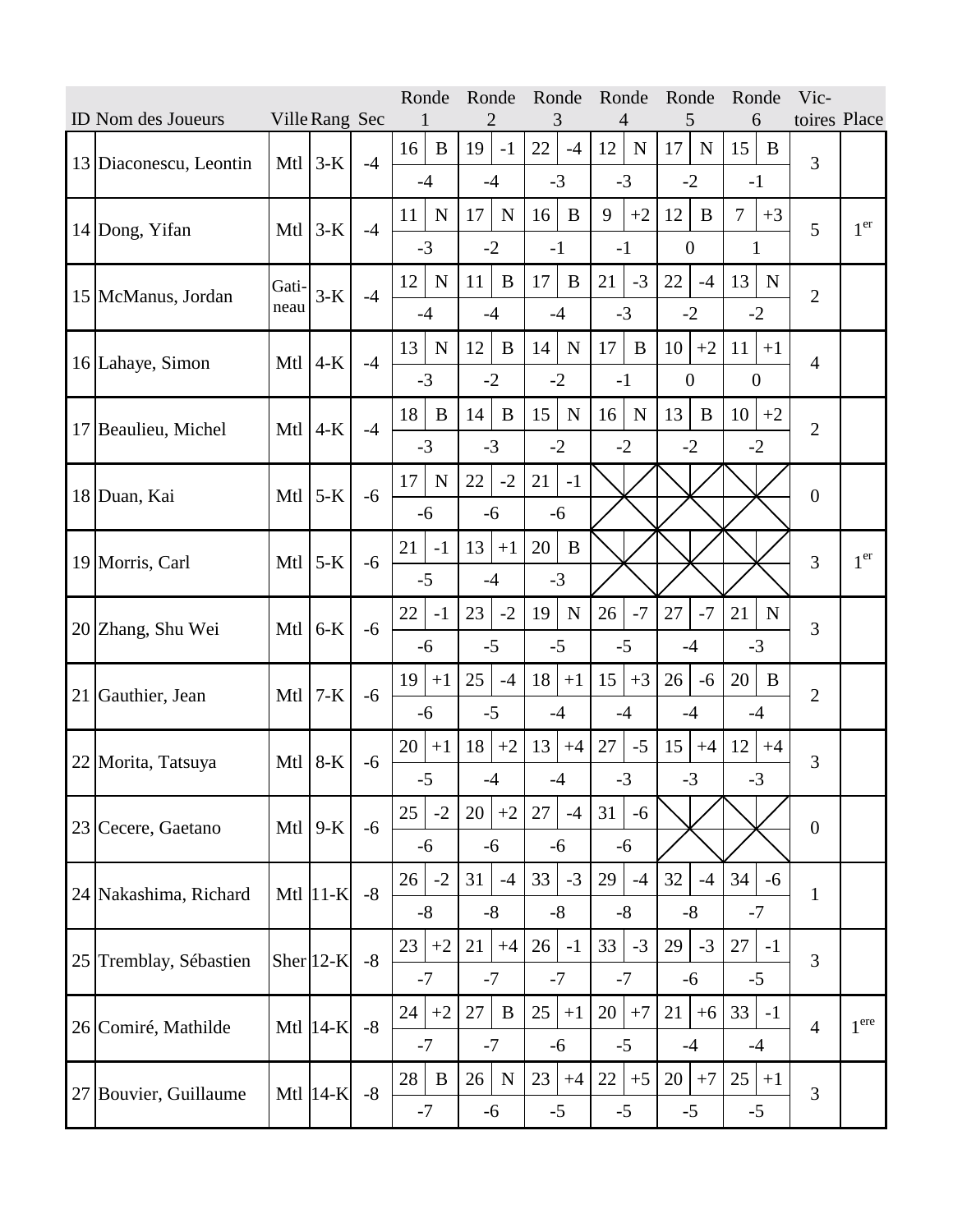| ID | Nom des Joueurs | Ville | Rang | Sec | Ronde 1 | | Ronde 2 | | Ronde 3 | | Ronde 4 | | Ronde 5 | | Ronde 6 | | Victoires | Place |
|---|---|---|---|---|---|---|---|---|---|---|---|---|---|---|---|---|---|---|
| 13 | Diaconescu, Leontin | Mtl | 3-K | -4 | 16 | B | 19 | -1 | 22 | -4 | 12 | N | 17 | N | 15 | B | 3 | |
| | | | | | -4 | | -4 | | -3 | | -3 | | -2 | | -1 | | | |
| 14 | Dong, Yifan | Mtl | 3-K | -4 | 11 | N | 17 | N | 16 | B | 9 | +2 | 12 | B | 7 | +3 | 5 | 1er |
| | | | | | -3 | | -2 | | -1 | | -1 | | 0 | | 1 | | | |
| 15 | McManus, Jordan | Gatineau | 3-K | -4 | 12 | N | 11 | B | 17 | B | 21 | -3 | 22 | -4 | 13 | N | 2 | |
| | | | | | -4 | | -4 | | -4 | | -3 | | -2 | | -2 | | | |
| 16 | Lahaye, Simon | Mtl | 4-K | -4 | 13 | N | 12 | B | 14 | N | 17 | B | 10 | +2 | 11 | +1 | 4 | |
| | | | | | -3 | | -2 | | -2 | | -1 | | 0 | | 0 | | | |
| 17 | Beaulieu, Michel | Mtl | 4-K | -4 | 18 | B | 14 | B | 15 | N | 16 | N | 13 | B | 10 | +2 | 2 | |
| | | | | | -3 | | -3 | | -2 | | -2 | | -2 | | -2 | | | |
| 18 | Duan, Kai | Mtl | 5-K | -6 | 17 | N | 22 | -2 | 21 | -1 | | | | | | | 0 | |
| | | | | | -6 | | -6 | | -6 | | | | | | | | | |
| 19 | Morris, Carl | Mtl | 5-K | -6 | 21 | -1 | 13 | +1 | 20 | B | | | | | | | 3 | 1er |
| | | | | | -5 | | -4 | | -3 | | | | | | | | | |
| 20 | Zhang, Shu Wei | Mtl | 6-K | -6 | 22 | -1 | 23 | -2 | 19 | N | 26 | -7 | 27 | -7 | 21 | N | 3 | |
| | | | | | -6 | | -5 | | -5 | | -5 | | -4 | | -3 | | | |
| 21 | Gauthier, Jean | Mtl | 7-K | -6 | 19 | +1 | 25 | -4 | 18 | +1 | 15 | +3 | 26 | -6 | 20 | B | 2 | |
| | | | | | -6 | | -5 | | -4 | | -4 | | -4 | | -4 | | | |
| 22 | Morita, Tatsuya | Mtl | 8-K | -6 | 20 | +1 | 18 | +2 | 13 | +4 | 27 | -5 | 15 | +4 | 12 | +4 | 3 | |
| | | | | | -5 | | -4 | | -4 | | -3 | | -3 | | -3 | | | |
| 23 | Cecere, Gaetano | Mtl | 9-K | -6 | 25 | -2 | 20 | +2 | 27 | -4 | 31 | -6 | | | | | 0 | |
| | | | | | -6 | | -6 | | -6 | | -6 | | | | | | | |
| 24 | Nakashima, Richard | Mtl | 11-K | -8 | 26 | -2 | 31 | -4 | 33 | -3 | 29 | -4 | 32 | -4 | 34 | -6 | 1 | |
| | | | | | -8 | | -8 | | -8 | | -8 | | -8 | | -7 | | | |
| 25 | Tremblay, Sébastien | Sher | 12-K | -8 | 23 | +2 | 21 | +4 | 26 | -1 | 33 | -3 | 29 | -3 | 27 | -1 | 3 | |
| | | | | | -7 | | -7 | | -7 | | -7 | | -6 | | -5 | | | |
| 26 | Comiré, Mathilde | Mtl | 14-K | -8 | 24 | +2 | 27 | B | 25 | +1 | 20 | +7 | 21 | +6 | 33 | -1 | 4 | 1ere |
| | | | | | -7 | | -7 | | -6 | | -5 | | -4 | | -4 | | | |
| 27 | Bouvier, Guillaume | Mtl | 14-K | -8 | 28 | B | 26 | N | 23 | +4 | 22 | +5 | 20 | +7 | 25 | +1 | 3 | |
| | | | | | -7 | | -6 | | -5 | | -5 | | -5 | | -5 | | | |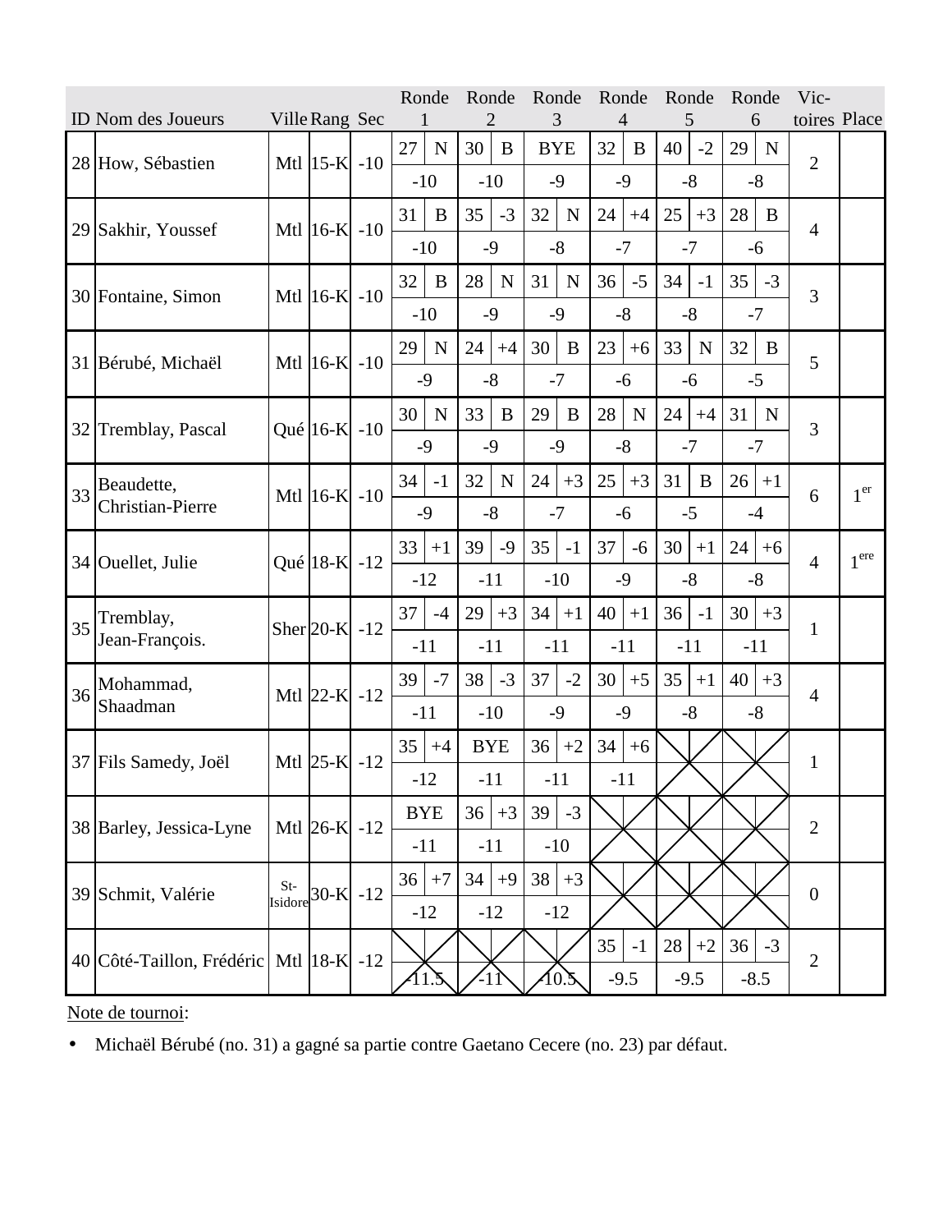| ID | Nom des Joueurs | Ville | Rang | Sec | Ronde 1 | | Ronde 2 | | Ronde 3 | | Ronde 4 | | Ronde 5 | | Ronde 6 | | Vic-toires | Place |
|---|---|---|---|---|---|---|---|---|---|---|---|---|---|---|---|---|---|---|
| 28 | How, Sébastien | Mtl | 15-K | -10 | 27 | N | 30 | B | BYE | | 32 | B | 40 | -2 | 29 | N | 2 | |
| | | | | | -10 | | -10 | | -9 | | -9 | | -8 | | -8 | | | |
| 29 | Sakhir, Youssef | Mtl | 16-K | -10 | 31 | B | 35 | -3 | 32 | N | 24 | +4 | 25 | +3 | 28 | B | 4 | |
| | | | | | -10 | | -9 | | -8 | | -7 | | -7 | | -6 | | | |
| 30 | Fontaine, Simon | Mtl | 16-K | -10 | 32 | B | 28 | N | 31 | N | 36 | -5 | 34 | -1 | 35 | -3 | 3 | |
| | | | | | -10 | | -9 | | -9 | | -8 | | -8 | | -7 | | | |
| 31 | Bérubé, Michaël | Mtl | 16-K | -10 | 29 | N | 24 | +4 | 30 | B | 23 | +6 | 33 | N | 32 | B | 5 | |
| | | | | | -9 | | -8 | | -7 | | -6 | | -6 | | -5 | | | |
| 32 | Tremblay, Pascal | Qué | 16-K | -10 | 30 | N | 33 | B | 29 | B | 28 | N | 24 | +4 | 31 | N | 3 | |
| | | | | | -9 | | -9 | | -9 | | -8 | | -7 | | -7 | | | |
| 33 | Beaudette, Christian-Pierre | Mtl | 16-K | -10 | 34 | -1 | 32 | N | 24 | +3 | 25 | +3 | 31 | B | 26 | +1 | 6 | 1er |
| | | | | | -9 | | -8 | | -7 | | -6 | | -5 | | -4 | | | |
| 34 | Ouellet, Julie | Qué | 18-K | -12 | 33 | +1 | 39 | -9 | 35 | -1 | 37 | -6 | 30 | +1 | 24 | +6 | 4 | 1ere |
| | | | | | -12 | | -11 | | -10 | | -9 | | -8 | | -8 | | | |
| 35 | Tremblay, Jean-François. | Sher | 20-K | -12 | 37 | -4 | 29 | +3 | 34 | +1 | 40 | +1 | 36 | -1 | 30 | +3 | 1 | |
| | | | | | -11 | | -11 | | -11 | | -11 | | -11 | | -11 | | | |
| 36 | Mohammad, Shaadman | Mtl | 22-K | -12 | 39 | -7 | 38 | -3 | 37 | -2 | 30 | +5 | 35 | +1 | 40 | +3 | 4 | |
| | | | | | -11 | | -10 | | -9 | | -9 | | -8 | | -8 | | | |
| 37 | Fils Samedy, Joël | Mtl | 25-K | -12 | 35 | +4 | BYE | | 36 | +2 | 34 | +6 | X | | X | | 1 | |
| | | | | | -12 | | -11 | | -11 | | -11 | | | | | | | |
| 38 | Barley, Jessica-Lyne | Mtl | 26-K | -12 | BYE | | 36 | +3 | 39 | -3 | X | | X | | X | | 2 | |
| | | | | | -11 | | -11 | | -10 | | | | | | | | | |
| 39 | Schmit, Valérie | St-Isidore | 30-K | -12 | 36 | +7 | 34 | +9 | 38 | +3 | X | | X | | X | | 0 | |
| | | | | | -12 | | -12 | | -12 | | | | | | | | | |
| 40 | Côté-Taillon, Frédéric | Mtl | 18-K | -12 | X | | X | | X | | 35 | -1 | 28 | +2 | 36 | -3 | 2 | |
| | | | | | -11.5 | | -11 | | -10.5 | | -9.5 | | -9.5 | | -8.5 | | | |

Note de tournoi:

- Michaël Bérubé (no. 31) a gagné sa partie contre Gaetano Cecere (no. 23) par défaut.